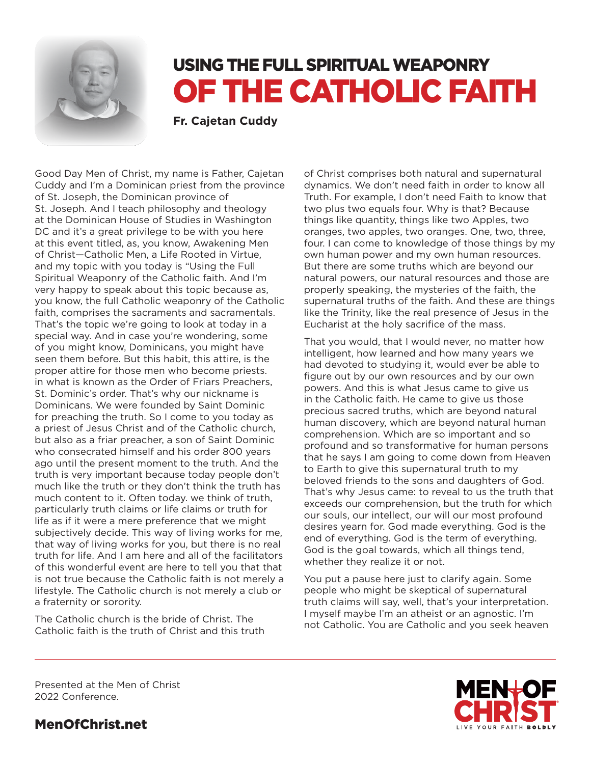# USING THE FULL SPIRITUAL WEAPONRY OF THE CATHOLIC FAITH

**Fr. Cajetan Cuddy**

Good Day Men of Christ, my name is Father, Cajetan Cuddy and I'm a Dominican priest from the province of St. Joseph, the Dominican province of St. Joseph. And I teach philosophy and theology at the Dominican House of Studies in Washington DC and it's a great privilege to be with you here at this event titled, as, you know, Awakening Men of Christ—Catholic Men, a Life Rooted in Virtue, and my topic with you today is "Using the Full Spiritual Weaponry of the Catholic faith. And I'm very happy to speak about this topic because as, you know, the full Catholic weaponry of the Catholic faith, comprises the sacraments and sacramentals. That's the topic we're going to look at today in a special way. And in case you're wondering, some of you might know, Dominicans, you might have seen them before. But this habit, this attire, is the proper attire for those men who become priests. in what is known as the Order of Friars Preachers, St. Dominic's order. That's why our nickname is Dominicans. We were founded by Saint Dominic for preaching the truth. So I come to you today as a priest of Jesus Christ and of the Catholic church, but also as a friar preacher, a son of Saint Dominic who consecrated himself and his order 800 years ago until the present moment to the truth. And the truth is very important because today people don't much like the truth or they don't think the truth has much content to it. Often today. we think of truth, particularly truth claims or life claims or truth for life as if it were a mere preference that we might subjectively decide. This way of living works for me, that way of living works for you, but there is no real truth for life. And I am here and all of the facilitators of this wonderful event are here to tell you that that is not true because the Catholic faith is not merely a lifestyle. The Catholic church is not merely a club or a fraternity or sorority.

The Catholic church is the bride of Christ. The Catholic faith is the truth of Christ and this truth of Christ comprises both natural and supernatural dynamics. We don't need faith in order to know all Truth. For example, I don't need Faith to know that two plus two equals four. Why is that? Because things like quantity, things like two Apples, two oranges, two apples, two oranges. One, two, three, four. I can come to knowledge of those things by my own human power and my own human resources. But there are some truths which are beyond our natural powers, our natural resources and those are properly speaking, the mysteries of the faith, the supernatural truths of the faith. And these are things like the Trinity, like the real presence of Jesus in the Eucharist at the holy sacrifice of the mass.

That you would, that I would never, no matter how intelligent, how learned and how many years we had devoted to studying it, would ever be able to figure out by our own resources and by our own powers. And this is what Jesus came to give us in the Catholic faith. He came to give us those precious sacred truths, which are beyond natural human discovery, which are beyond natural human comprehension. Which are so important and so profound and so transformative for human persons that he says I am going to come down from Heaven to Earth to give this supernatural truth to my beloved friends to the sons and daughters of God. That's why Jesus came: to reveal to us the truth that exceeds our comprehension, but the truth for which our souls, our intellect, our will our most profound desires yearn for. God made everything. God is the end of everything. God is the term of everything. God is the goal towards, which all things tend, whether they realize it or not.

You put a pause here just to clarify again. Some people who might be skeptical of supernatural truth claims will say, well, that's your interpretation. I myself maybe I'm an atheist or an agnostic. I'm not Catholic. You are Catholic and you seek heaven

Presented at the Men of Christ 2022 Conference.

MenOfChrist.net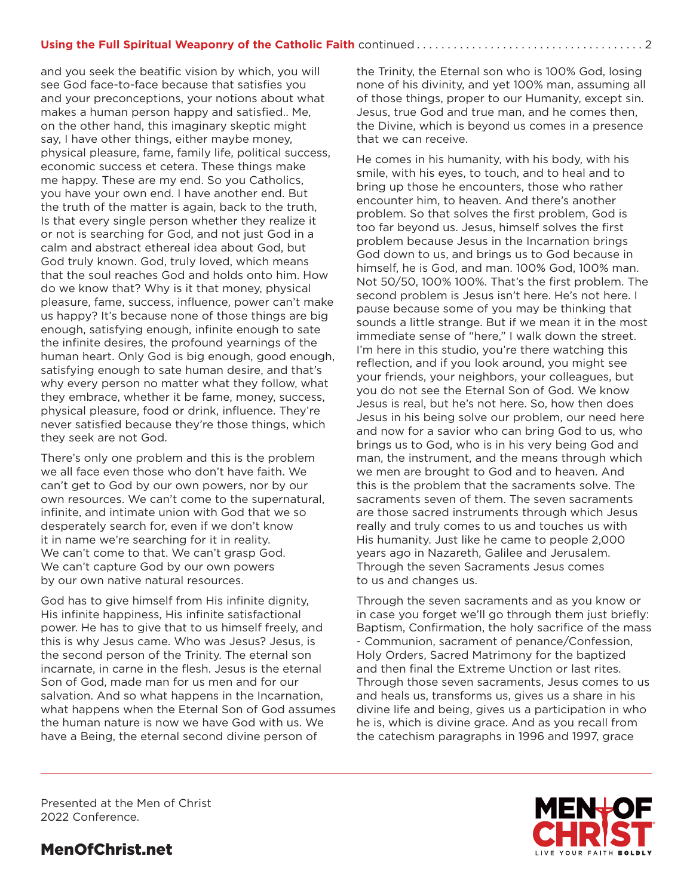and you seek the beatific vision by which, you will see God face-to-face because that satisfies you and your preconceptions, your notions about what makes a human person happy and satisfied.. Me, on the other hand, this imaginary skeptic might say, I have other things, either maybe money, physical pleasure, fame, family life, political success, economic success et cetera. These things make me happy. These are my end. So you Catholics, you have your own end. I have another end. But the truth of the matter is again, back to the truth, Is that every single person whether they realize it or not is searching for God, and not just God in a calm and abstract ethereal idea about God, but God truly known. God, truly loved, which means that the soul reaches God and holds onto him. How do we know that? Why is it that money, physical pleasure, fame, success, influence, power can't make us happy? It's because none of those things are big enough, satisfying enough, infinite enough to sate the infinite desires, the profound yearnings of the human heart. Only God is big enough, good enough, satisfying enough to sate human desire, and that's why every person no matter what they follow, what they embrace, whether it be fame, money, success, physical pleasure, food or drink, influence. They're never satisfied because they're those things, which they seek are not God.

There's only one problem and this is the problem we all face even those who don't have faith. We can't get to God by our own powers, nor by our own resources. We can't come to the supernatural, infinite, and intimate union with God that we so desperately search for, even if we don't know it in name we're searching for it in reality. We can't come to that. We can't grasp God. We can't capture God by our own powers by our own native natural resources.

God has to give himself from His infinite dignity, His infinite happiness, His infinite satisfactional power. He has to give that to us himself freely, and this is why Jesus came. Who was Jesus? Jesus, is the second person of the Trinity. The eternal son incarnate, in carne in the flesh. Jesus is the eternal Son of God, made man for us men and for our salvation. And so what happens in the Incarnation, what happens when the Eternal Son of God assumes the human nature is now we have God with us. We have a Being, the eternal second divine person of the Trinity, the Eternal son who is 100% God, losing none of his divinity, and yet 100% man, assuming all of those things, proper to our Humanity, except sin. Jesus, true God and true man, and he comes then, the Divine, which is beyond us comes in a presence that we can receive.

He comes in his humanity, with his body, with his smile, with his eyes, to touch, and to heal and to bring up those he encounters, those who rather encounter him, to heaven. And there's another problem. So that solves the first problem, God is too far beyond us. Jesus, himself solves the first problem because Jesus in the Incarnation brings God down to us, and brings us to God because in himself, he is God, and man. 100% God, 100% man. Not 50/50, 100% 100%. That's the first problem. The second problem is Jesus isn't here. He's not here. I pause because some of you may be thinking that sounds a little strange. But if we mean it in the most immediate sense of "here," I walk down the street. I'm here in this studio, you're there watching this reflection, and if you look around, you might see your friends, your neighbors, your colleagues, but you do not see the Eternal Son of God. We know Jesus is real, but he's not here. So, how then does Jesus in his being solve our problem, our need here and now for a savior who can bring God to us, who brings us to God, who is in his very being God and man, the instrument, and the means through which we men are brought to God and to heaven. And this is the problem that the sacraments solve. The sacraments seven of them. The seven sacraments are those sacred instruments through which Jesus really and truly comes to us and touches us with His humanity. Just like he came to people 2,000 years ago in Nazareth, Galilee and Jerusalem. Through the seven Sacraments Jesus comes to us and changes us.

Through the seven sacraments and as you know or in case you forget we'll go through them just briefly: Baptism, Confirmation, the holy sacrifice of the mass - Communion, sacrament of penance/Confession, Holy Orders, Sacred Matrimony for the baptized and then final the Extreme Unction or last rites. Through those seven sacraments, Jesus comes to us and heals us, transforms us, gives us a share in his divine life and being, gives us a participation in who he is, which is divine grace. And as you recall from the catechism paragraphs in 1996 and 1997, grace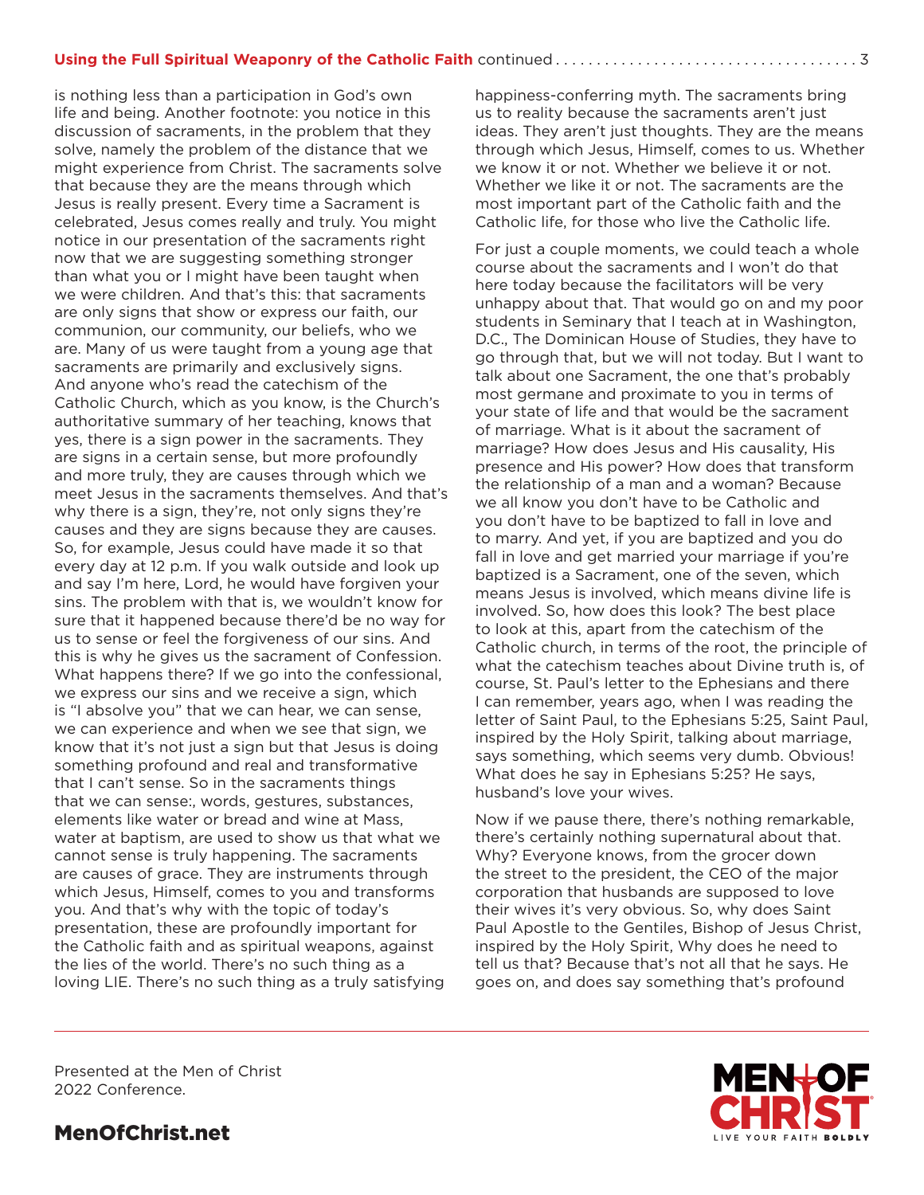is nothing less than a participation in God's own life and being. Another footnote: you notice in this discussion of sacraments, in the problem that they solve, namely the problem of the distance that we might experience from Christ. The sacraments solve that because they are the means through which Jesus is really present. Every time a Sacrament is celebrated, Jesus comes really and truly. You might notice in our presentation of the sacraments right now that we are suggesting something stronger than what you or I might have been taught when we were children. And that's this: that sacraments are only signs that show or express our faith, our communion, our community, our beliefs, who we are. Many of us were taught from a young age that sacraments are primarily and exclusively signs. And anyone who's read the catechism of the Catholic Church, which as you know, is the Church's authoritative summary of her teaching, knows that yes, there is a sign power in the sacraments. They are signs in a certain sense, but more profoundly and more truly, they are causes through which we meet Jesus in the sacraments themselves. And that's why there is a sign, they're, not only signs they're causes and they are signs because they are causes. So, for example, Jesus could have made it so that every day at 12 p.m. If you walk outside and look up and say I'm here, Lord, he would have forgiven your sins. The problem with that is, we wouldn't know for sure that it happened because there'd be no way for us to sense or feel the forgiveness of our sins. And this is why he gives us the sacrament of Confession. What happens there? If we go into the confessional, we express our sins and we receive a sign, which is "I absolve you" that we can hear, we can sense, we can experience and when we see that sign, we know that it's not just a sign but that Jesus is doing something profound and real and transformative that I can't sense. So in the sacraments things that we can sense:, words, gestures, substances, elements like water or bread and wine at Mass, water at baptism, are used to show us that what we cannot sense is truly happening. The sacraments are causes of grace. They are instruments through which Jesus, Himself, comes to you and transforms you. And that's why with the topic of today's presentation, these are profoundly important for the Catholic faith and as spiritual weapons, against the lies of the world. There's no such thing as a loving LIE. There's no such thing as a truly satisfying happiness-conferring myth. The sacraments bring us to reality because the sacraments aren't just ideas. They aren't just thoughts. They are the means through which Jesus, Himself, comes to us. Whether we know it or not. Whether we believe it or not. Whether we like it or not. The sacraments are the most important part of the Catholic faith and the Catholic life, for those who live the Catholic life.

For just a couple moments, we could teach a whole course about the sacraments and I won't do that here today because the facilitators will be very unhappy about that. That would go on and my poor students in Seminary that I teach at in Washington, D.C., The Dominican House of Studies, they have to go through that, but we will not today. But I want to talk about one Sacrament, the one that's probably most germane and proximate to you in terms of your state of life and that would be the sacrament of marriage. What is it about the sacrament of marriage? How does Jesus and His causality, His presence and His power? How does that transform the relationship of a man and a woman? Because we all know you don't have to be Catholic and you don't have to be baptized to fall in love and to marry. And yet, if you are baptized and you do fall in love and get married your marriage if you're baptized is a Sacrament, one of the seven, which means Jesus is involved, which means divine life is involved. So, how does this look? The best place to look at this, apart from the catechism of the Catholic church, in terms of the root, the principle of what the catechism teaches about Divine truth is, of course, St. Paul's letter to the Ephesians and there I can remember, years ago, when I was reading the letter of Saint Paul, to the Ephesians 5:25, Saint Paul, inspired by the Holy Spirit, talking about marriage, says something, which seems very dumb. Obvious! What does he say in Ephesians 5:25? He says, husband's love your wives.

Now if we pause there, there's nothing remarkable, there's certainly nothing supernatural about that. Why? Everyone knows, from the grocer down the street to the president, the CEO of the major corporation that husbands are supposed to love their wives it's very obvious. So, why does Saint Paul Apostle to the Gentiles, Bishop of Jesus Christ, inspired by the Holy Spirit, Why does he need to tell us that? Because that's not all that he says. He goes on, and does say something that's profound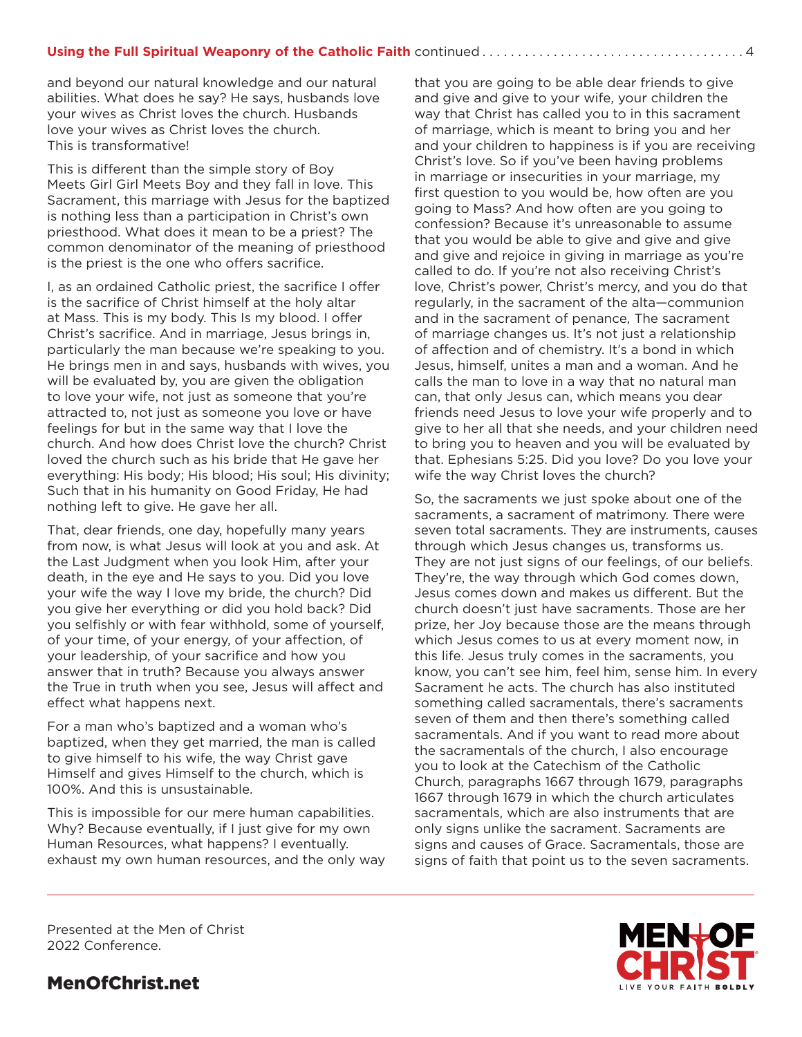and beyond our natural knowledge and our natural abilities. What does he say? He says, husbands love your wives as Christ loves the church. Husbands love your wives as Christ loves the church. This is transformative!

This is different than the simple story of Boy Meets Girl Girl Meets Boy and they fall in love. This Sacrament, this marriage with Jesus for the baptized is nothing less than a participation in Christ's own priesthood. What does it mean to be a priest? The common denominator of the meaning of priesthood is the priest is the one who offers sacrifice.

I, as an ordained Catholic priest, the sacrifice I offer is the sacrifice of Christ himself at the holy altar at Mass. This is my body. This Is my blood. I offer Christ's sacrifice. And in marriage, Jesus brings in, particularly the man because we're speaking to you. He brings men in and says, husbands with wives, you will be evaluated by, you are given the obligation to love your wife, not just as someone that you're attracted to, not just as someone you love or have feelings for but in the same way that I love the church. And how does Christ love the church? Christ loved the church such as his bride that He gave her everything: His body; His blood; His soul; His divinity; Such that in his humanity on Good Friday, He had nothing left to give. He gave her all.

That, dear friends, one day, hopefully many years from now, is what Jesus will look at you and ask. At the Last Judgment when you look Him, after your death, in the eye and He says to you. Did you love your wife the way I love my bride, the church? Did you give her everything or did you hold back? Did you selfishly or with fear withhold, some of yourself, of your time, of your energy, of your affection, of your leadership, of your sacrifice and how you answer that in truth? Because you always answer the True in truth when you see, Jesus will affect and effect what happens next.

For a man who's baptized and a woman who's baptized, when they get married, the man is called to give himself to his wife, the way Christ gave Himself and gives Himself to the church, which is 100%. And this is unsustainable.

This is impossible for our mere human capabilities. Why? Because eventually, if I just give for my own Human Resources, what happens? I eventually. exhaust my own human resources, and the only way that you are going to be able dear friends to give and give and give to your wife, your children the way that Christ has called you to in this sacrament of marriage, which is meant to bring you and her and your children to happiness is if you are receiving Christ's love. So if you've been having problems in marriage or insecurities in your marriage, my first question to you would be, how often are you going to Mass? And how often are you going to confession? Because it's unreasonable to assume that you would be able to give and give and give and give and rejoice in giving in marriage as you're called to do. If you're not also receiving Christ's love, Christ's power, Christ's mercy, and you do that regularly, in the sacrament of the alta—communion and in the sacrament of penance, The sacrament of marriage changes us. It's not just a relationship of affection and of chemistry. It's a bond in which Jesus, himself, unites a man and a woman. And he calls the man to love in a way that no natural man can, that only Jesus can, which means you dear friends need Jesus to love your wife properly and to give to her all that she needs, and your children need to bring you to heaven and you will be evaluated by that. Ephesians 5:25. Did you love? Do you love your wife the way Christ loves the church?

So, the sacraments we just spoke about one of the sacraments, a sacrament of matrimony. There were seven total sacraments. They are instruments, causes through which Jesus changes us, transforms us. They are not just signs of our feelings, of our beliefs. They're, the way through which God comes down, Jesus comes down and makes us different. But the church doesn't just have sacraments. Those are her prize, her Joy because those are the means through which Jesus comes to us at every moment now, in this life. Jesus truly comes in the sacraments, you know, you can't see him, feel him, sense him. In every Sacrament he acts. The church has also instituted something called sacramentals, there's sacraments seven of them and then there's something called sacramentals. And if you want to read more about the sacramentals of the church, I also encourage you to look at the Catechism of the Catholic Church, paragraphs 1667 through 1679, paragraphs 1667 through 1679 in which the church articulates sacramentals, which are also instruments that are only signs unlike the sacrament. Sacraments are signs and causes of Grace. Sacramentals, those are signs of faith that point us to the seven sacraments.

Presented at the Men of Christ 2022 Conference.

**MenOfChrist.net**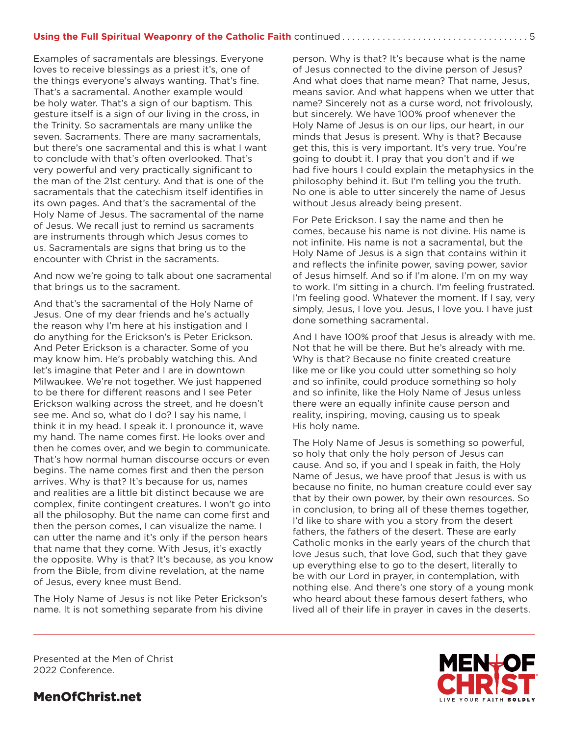Examples of sacramentals are blessings. Everyone loves to receive blessings as a priest it's, one of the things everyone's always wanting. That's fine. That's a sacramental. Another example would be holy water. That's a sign of our baptism. This gesture itself is a sign of our living in the cross, in the Trinity. So sacramentals are many unlike the seven. Sacraments. There are many sacramentals, but there's one sacramental and this is what I want to conclude with that's often overlooked. That's very powerful and very practically significant to the man of the 21st century. And that is one of the sacramentals that the catechism itself identifies in its own pages. And that's the sacramental of the Holy Name of Jesus. The sacramental of the name of Jesus. We recall just to remind us sacraments are instruments through which Jesus comes to us. Sacramentals are signs that bring us to the encounter with Christ in the sacraments.

And now we're going to talk about one sacramental that brings us to the sacrament.

And that's the sacramental of the Holy Name of Jesus. One of my dear friends and he's actually the reason why I'm here at his instigation and I do anything for the Erickson's is Peter Erickson. And Peter Erickson is a character. Some of you may know him. He's probably watching this. And let's imagine that Peter and I are in downtown Milwaukee. We're not together. We just happened to be there for different reasons and I see Peter Erickson walking across the street, and he doesn't see me. And so, what do I do? I say his name, I think it in my head. I speak it. I pronounce it, wave my hand. The name comes first. He looks over and then he comes over, and we begin to communicate. That's how normal human discourse occurs or even begins. The name comes first and then the person arrives. Why is that? It's because for us, names and realities are a little bit distinct because we are complex, finite contingent creatures. I won't go into all the philosophy. But the name can come first and then the person comes, I can visualize the name. I can utter the name and it's only if the person hears that name that they come. With Jesus, it's exactly the opposite. Why is that? It's because, as you know from the Bible, from divine revelation, at the name of Jesus, every knee must Bend.

The Holy Name of Jesus is not like Peter Erickson's name. It is not something separate from his divine person. Why is that? It's because what is the name of Jesus connected to the divine person of Jesus? And what does that name mean? That name, Jesus, means savior. And what happens when we utter that name? Sincerely not as a curse word, not frivolously, but sincerely. We have 100% proof whenever the Holy Name of Jesus is on our lips, our heart, in our minds that Jesus is present. Why is that? Because get this, this is very important. It's very true. You're going to doubt it. I pray that you don't and if we had five hours I could explain the metaphysics in the philosophy behind it. But I'm telling you the truth. No one is able to utter sincerely the name of Jesus without Jesus already being present.

For Pete Erickson. I say the name and then he comes, because his name is not divine. His name is not infinite. His name is not a sacramental, but the Holy Name of Jesus is a sign that contains within it and reflects the infinite power, saving power, savior of Jesus himself. And so if I'm alone. I'm on my way to work. I'm sitting in a church. I'm feeling frustrated. I'm feeling good. Whatever the moment. If I say, very simply, Jesus, I love you. Jesus, I love you. I have just done something sacramental.

And I have 100% proof that Jesus is already with me. Not that he will be there. But he's already with me. Why is that? Because no finite created creature like me or like you could utter something so holy and so infinite, could produce something so holy and so infinite, like the Holy Name of Jesus unless there were an equally infinite cause person and reality, inspiring, moving, causing us to speak His holy name.

The Holy Name of Jesus is something so powerful, so holy that only the holy person of Jesus can cause. And so, if you and I speak in faith, the Holy Name of Jesus, we have proof that Jesus is with us because no finite, no human creature could ever say that by their own power, by their own resources. So in conclusion, to bring all of these themes together, I'd like to share with you a story from the desert fathers, the fathers of the desert. These are early Catholic monks in the early years of the church that love Jesus such, that love God, such that they gave up everything else to go to the desert, literally to be with our Lord in prayer, in contemplation, with nothing else. And there's one story of a young monk who heard about these famous desert fathers, who lived all of their life in prayer in caves in the deserts.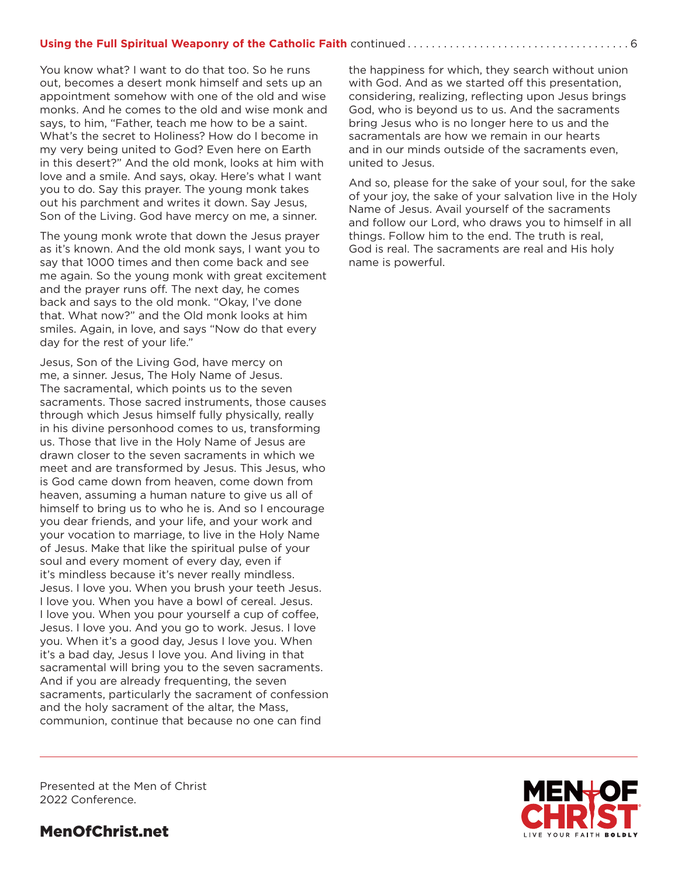You know what? I want to do that too. So he runs out, becomes a desert monk himself and sets up an appointment somehow with one of the old and wise monks. And he comes to the old and wise monk and says, to him, "Father, teach me how to be a saint. What's the secret to Holiness? How do I become in my very being united to God? Even here on Earth in this desert?" And the old monk, looks at him with love and a smile. And says, okay. Here's what I want you to do. Say this prayer. The young monk takes out his parchment and writes it down. Say Jesus, Son of the Living. God have mercy on me, a sinner.

The young monk wrote that down the Jesus prayer as it's known. And the old monk says, I want you to say that 1000 times and then come back and see me again. So the young monk with great excitement and the prayer runs off. The next day, he comes back and says to the old monk. "Okay, I've done that. What now?" and the Old monk looks at him smiles. Again, in love, and says "Now do that every day for the rest of your life."

Jesus, Son of the Living God, have mercy on me, a sinner. Jesus, The Holy Name of Jesus. The sacramental, which points us to the seven sacraments. Those sacred instruments, those causes through which Jesus himself fully physically, really in his divine personhood comes to us, transforming us. Those that live in the Holy Name of Jesus are drawn closer to the seven sacraments in which we meet and are transformed by Jesus. This Jesus, who is God came down from heaven, come down from heaven, assuming a human nature to give us all of himself to bring us to who he is. And so I encourage you dear friends, and your life, and your work and your vocation to marriage, to live in the Holy Name of Jesus. Make that like the spiritual pulse of your soul and every moment of every day, even if it's mindless because it's never really mindless. Jesus. I love you. When you brush your teeth Jesus. I love you. When you have a bowl of cereal. Jesus. I love you. When you pour yourself a cup of coffee, Jesus. I love you. And you go to work. Jesus. I love you. When it's a good day, Jesus I love you. When it's a bad day, Jesus I love you. And living in that sacramental will bring you to the seven sacraments. And if you are already frequenting, the seven sacraments, particularly the sacrament of confession and the holy sacrament of the altar, the Mass, communion, continue that because no one can find the happiness for which, they search without union with God. And as we started off this presentation, considering, realizing, reflecting upon Jesus brings God, who is beyond us to us. And the sacraments bring Jesus who is no longer here to us and the sacramentals are how we remain in our hearts and in our minds outside of the sacraments even, united to Jesus.

And so, please for the sake of your soul, for the sake of your joy, the sake of your salvation live in the Holy Name of Jesus. Avail yourself of the sacraments and follow our Lord, who draws you to himself in all things. Follow him to the end. The truth is real, God is real. The sacraments are real and His holy name is powerful.

Presented at the Men of Christ 2022 Conference.

**MenOfChrist.net**